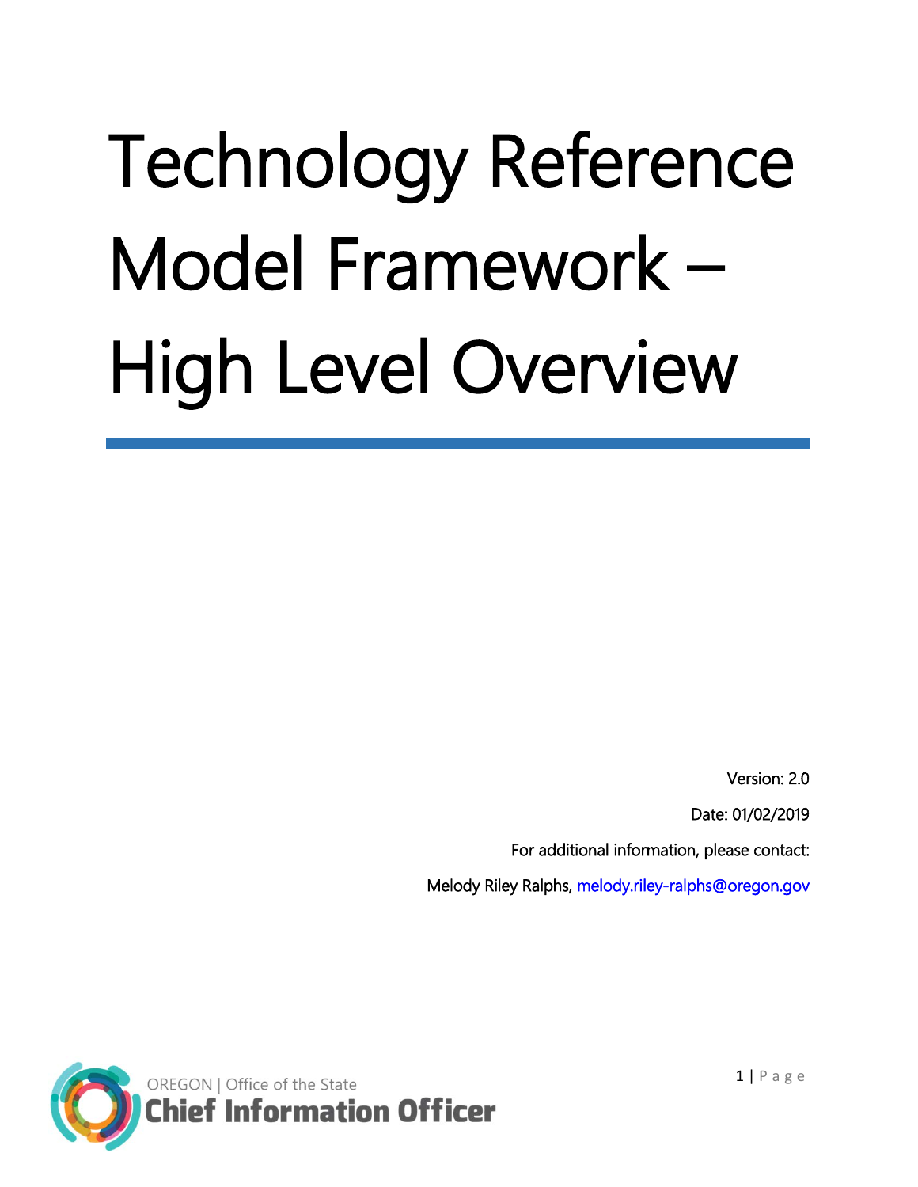# Technology Reference Model Framework – High Level Overview

Version: 2.0

Date: 01/02/2019

For additional information, please contact:

Melody Riley Ralphs, melody.riley-ralphs@oregon.gov

OREGON | Office of the State

**Chief Information Officer**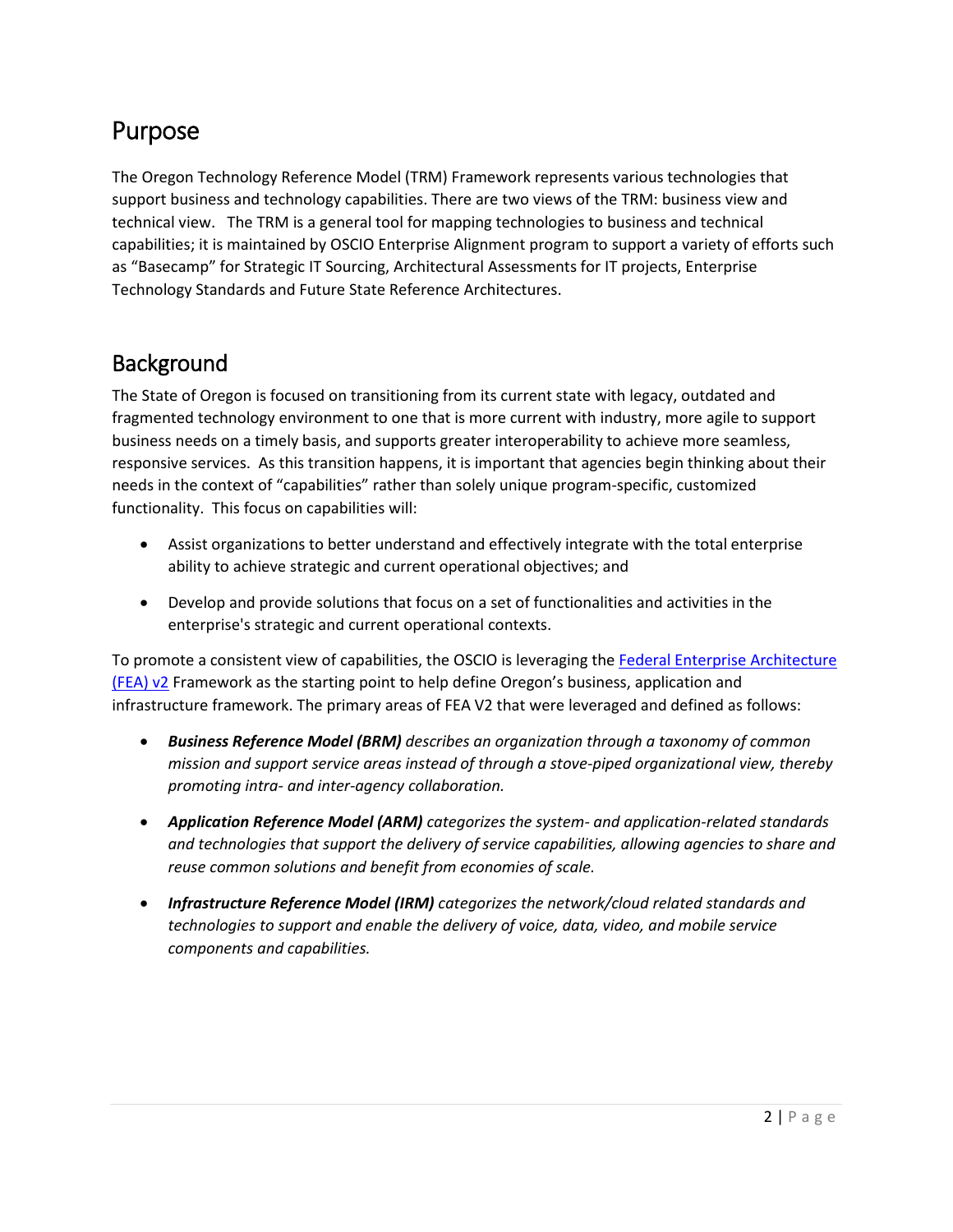# Purpose

The Oregon Technology Reference Model (TRM) Framework represents various technologies that support business and technology capabilities. There are two views of the TRM: business view and technical view. The TRM is a general tool for mapping technologies to business and technical capabilities; it is maintained by OSCIO Enterprise Alignment program to support a variety of efforts such as "Basecamp" for Strategic IT Sourcing, Architectural Assessments for IT projects, Enterprise Technology Standards and Future State Reference Architectures.

# Background

The State of Oregon is focused on transitioning from its current state with legacy, outdated and fragmented technology environment to one that is more current with industry, more agile to support business needs on a timely basis, and supports greater interoperability to achieve more seamless, responsive services. As this transition happens, it is important that agencies begin thinking about their needs in the context of "capabilities" rather than solely unique program-specific, customized functionality. This focus on capabilities will:

- Assist organizations to better understand and effectively integrate with the total enterprise ability to achieve strategic and current operational objectives; and
- Develop and provide solutions that focus on a set of functionalities and activities in the enterprise's strategic and current operational contexts.

To promote a consistent view of capabilities, the OSCIO is leveraging the [Federal Enterprise Architecture (FEA) v2]() Framework as the starting point to help define Oregon's business, application and infrastructure framework. The primary areas of FEA V2 that were leveraged and defined as follows:

- ***Business Reference Model (BRM)*** *describes an organization through a taxonomy of common mission and support service areas instead of through a stove-piped organizational view, thereby promoting intra- and inter-agency collaboration.*
- ***Application Reference Model (ARM)*** *categorizes the system- and application-related standards and technologies that support the delivery of service capabilities, allowing agencies to share and reuse common solutions and benefit from economies of scale.*
- ***Infrastructure Reference Model (IRM)*** *categorizes the network/cloud related standards and technologies to support and enable the delivery of voice, data, video, and mobile service components and capabilities.*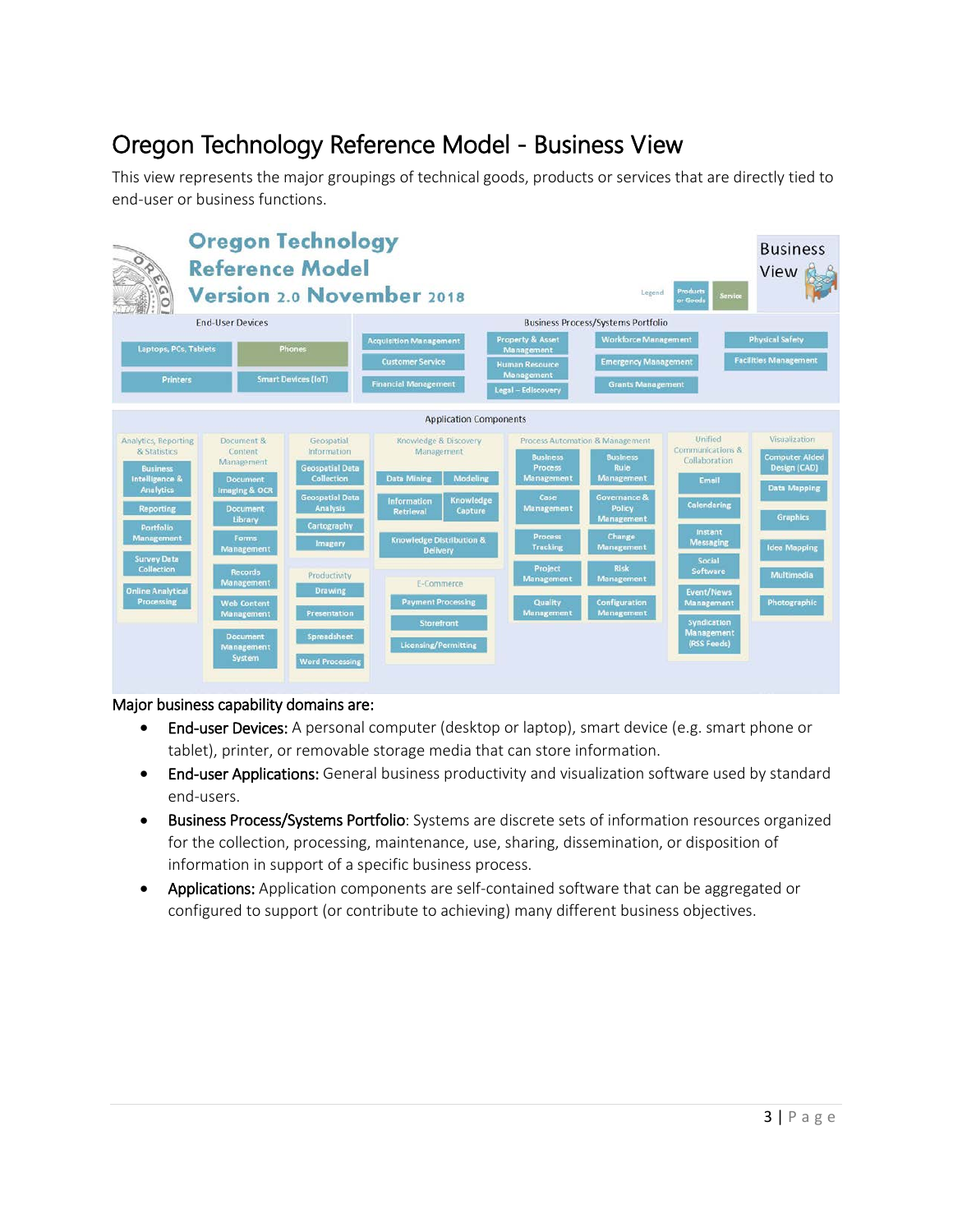# Oregon Technology Reference Model - Business View

This view represents the major groupings of technical goods, products or services that are directly tied to end-user or business functions.

Major business capability domains are:

- **End-user Devices:** A personal computer (desktop or laptop), smart device (e.g. smart phone or tablet), printer, or removable storage media that can store information.
- **End-user Applications:** General business productivity and visualization software used by standard end-users.
- **Business Process/Systems Portfolio**: Systems are discrete sets of information resources organized for the collection, processing, maintenance, use, sharing, dissemination, or disposition of information in support of a specific business process.
- **Applications:** Application components are self-contained software that can be aggregated or configured to support (or contribute to achieving) many different business objectives.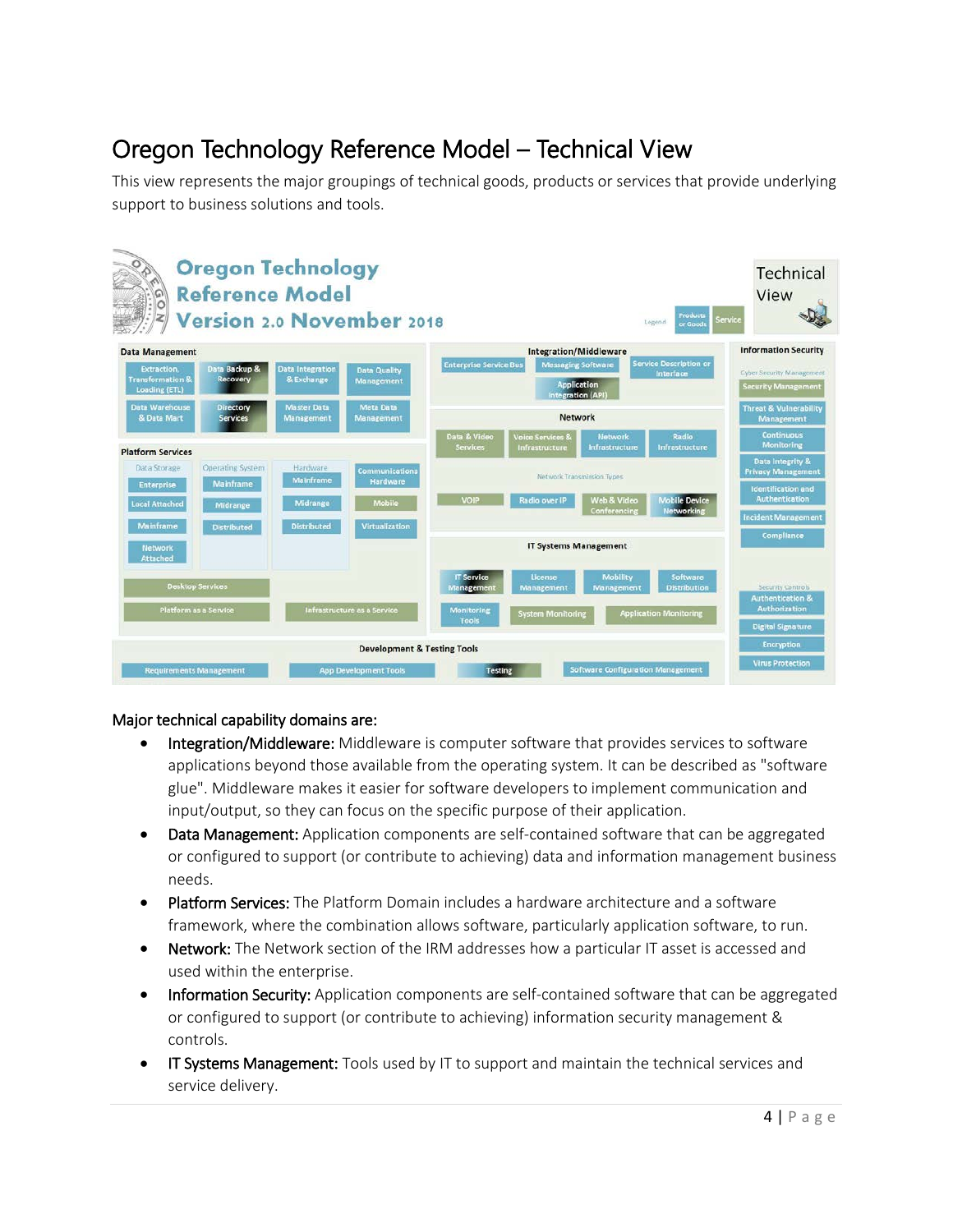# Oregon Technology Reference Model – Technical View

This view represents the major groupings of technical goods, products or services that provide underlying support to business solutions and tools.

Oregon Technology Reference Model Version 2.0 November 2018

Technical View

Legend: Products or Goods | Service

**Data Management**: Extraction, Transformation & Loading (ETL); Data Backup & Recovery; Data Integration & Exchange; Data Quality Management; Data Warehouse & Data Mart; Directory Services; Master Data Management; Meta Data Management

**Platform Services**:
- Data Storage: Enterprise; Local Attached; Mainframe; Network Attached
- Operating System: Mainframe; Midrange; Distributed
- Hardware: Mainframe; Midrange; Distributed
- Communications Hardware; Mobile; Virtualization
- Desktop Services; Platform as a Service; Infrastructure as a Service

**Integration/Middleware**: Enterprise Service Bus; Messaging Software; Service Description or Interface; Application Integration (API)

**Network**: Data & Video Services; Voice Services & Infrastructure; Network Infrastructure; Radio Infrastructure

Network Transmission Types: VOIP; Radio over IP; Web & Video Conferencing; Mobile Device Networking

**IT Systems Management**: IT Service Management; License Management; Mobility Management; Software Distribution; Monitoring Tools; System Monitoring; Application Monitoring

**Development & Testing Tools**: Requirements Management; App Development Tools; Testing; Software Configuration Management

**Information Security**:
- Cyber Security Management: Security Management; Threat & Vulnerability Management; Continuous Monitoring; Data Integrity & Privacy Management; Identification and Authentication; Incident Management; Compliance
- Security Controls: Authentication & Authorization; Digital Signature; Encryption; Virus Protection

## Major technical capability domains are:

- **Integration/Middleware:** Middleware is computer software that provides services to software applications beyond those available from the operating system. It can be described as "software glue". Middleware makes it easier for software developers to implement communication and input/output, so they can focus on the specific purpose of their application.
- **Data Management:** Application components are self-contained software that can be aggregated or configured to support (or contribute to achieving) data and information management business needs.
- **Platform Services:** The Platform Domain includes a hardware architecture and a software framework, where the combination allows software, particularly application software, to run.
- **Network:** The Network section of the IRM addresses how a particular IT asset is accessed and used within the enterprise.
- **Information Security:** Application components are self-contained software that can be aggregated or configured to support (or contribute to achieving) information security management & controls.
- **IT Systems Management:** Tools used by IT to support and maintain the technical services and service delivery.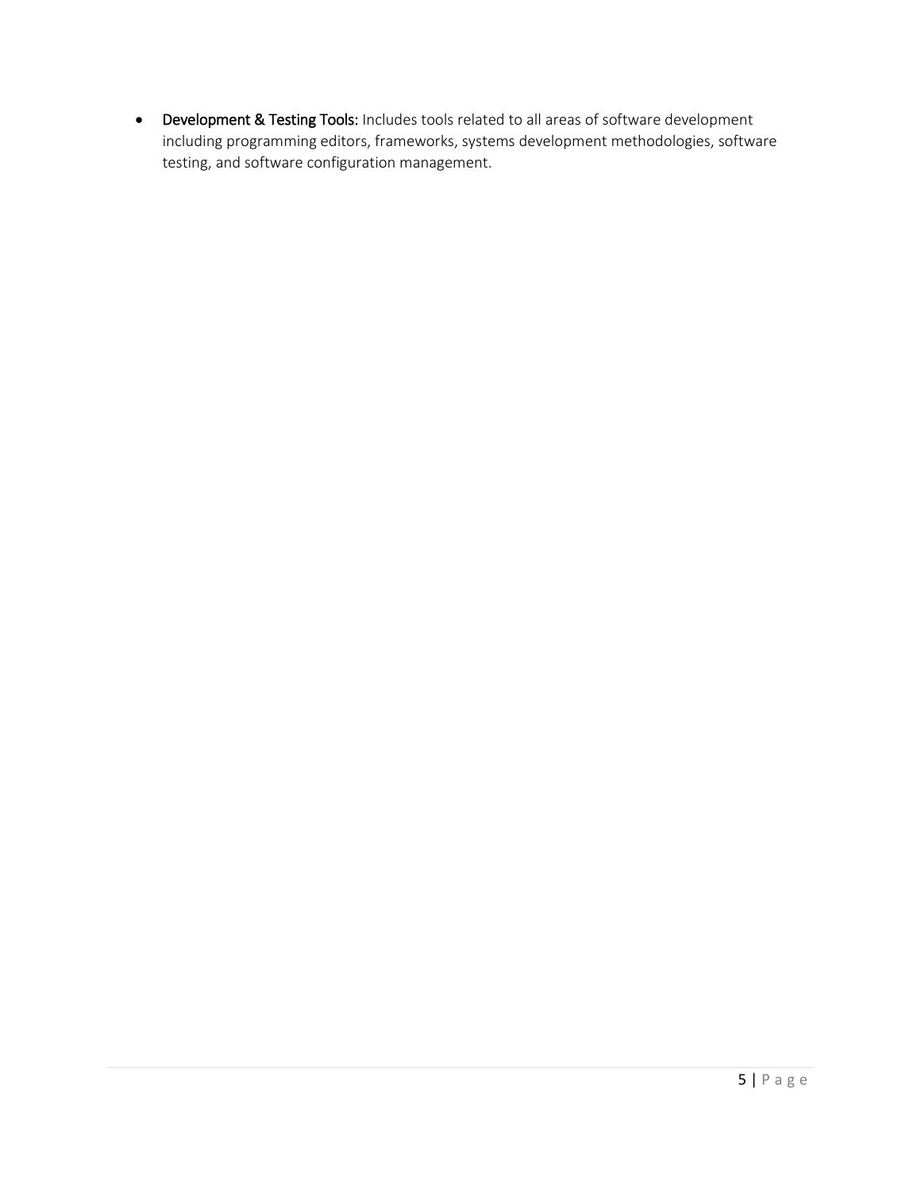- **Development & Testing Tools:** Includes tools related to all areas of software development including programming editors, frameworks, systems development methodologies, software testing, and software configuration management.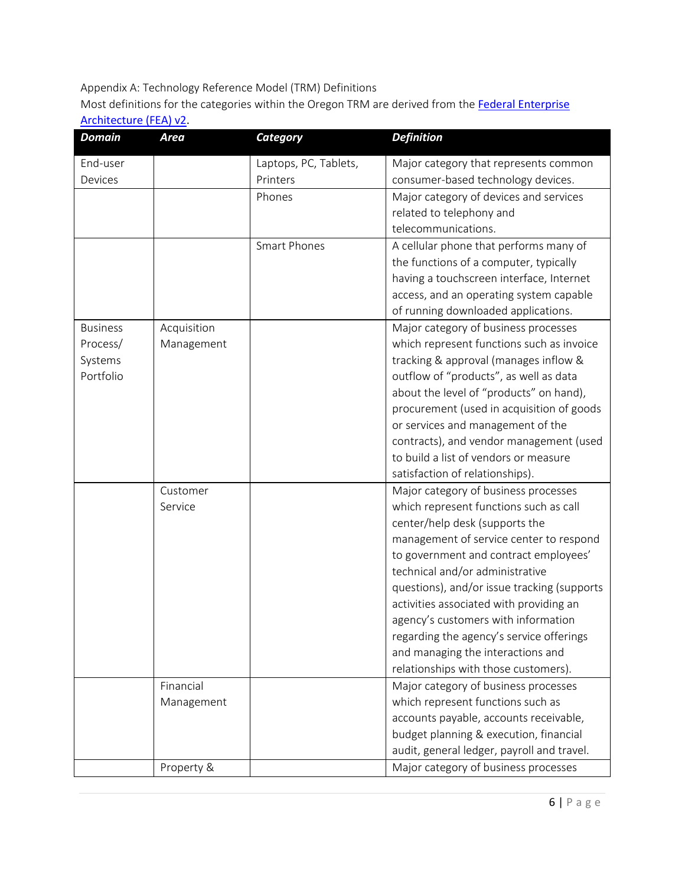Appendix A: Technology Reference Model (TRM) Definitions

Most definitions for the categories within the Oregon TRM are derived from the [Federal Enterprise Architecture (FEA) v2](Federal Enterprise Architecture (FEA) v2).

| ***Domain*** | ***Area*** | ***Category*** | ***Definition*** |
|---|---|---|---|
| End-user Devices | | Laptops, PC, Tablets, Printers | Major category that represents common consumer-based technology devices. |
| | | Phones | Major category of devices and services related to telephony and telecommunications. |
| | | Smart Phones | A cellular phone that performs many of the functions of a computer, typically having a touchscreen interface, Internet access, and an operating system capable of running downloaded applications. |
| Business Process/ Systems Portfolio | Acquisition Management | | Major category of business processes which represent functions such as invoice tracking & approval (manages inflow & outflow of "products", as well as data about the level of "products" on hand), procurement (used in acquisition of goods or services and management of the contracts), and vendor management (used to build a list of vendors or measure satisfaction of relationships). |
| | Customer Service | | Major category of business processes which represent functions such as call center/help desk (supports the management of service center to respond to government and contract employees' technical and/or administrative questions), and/or issue tracking (supports activities associated with providing an agency's customers with information regarding the agency's service offerings and managing the interactions and relationships with those customers). |
| | Financial Management | | Major category of business processes which represent functions such as accounts payable, accounts receivable, budget planning & execution, financial audit, general ledger, payroll and travel. |
| | Property & | | Major category of business processes |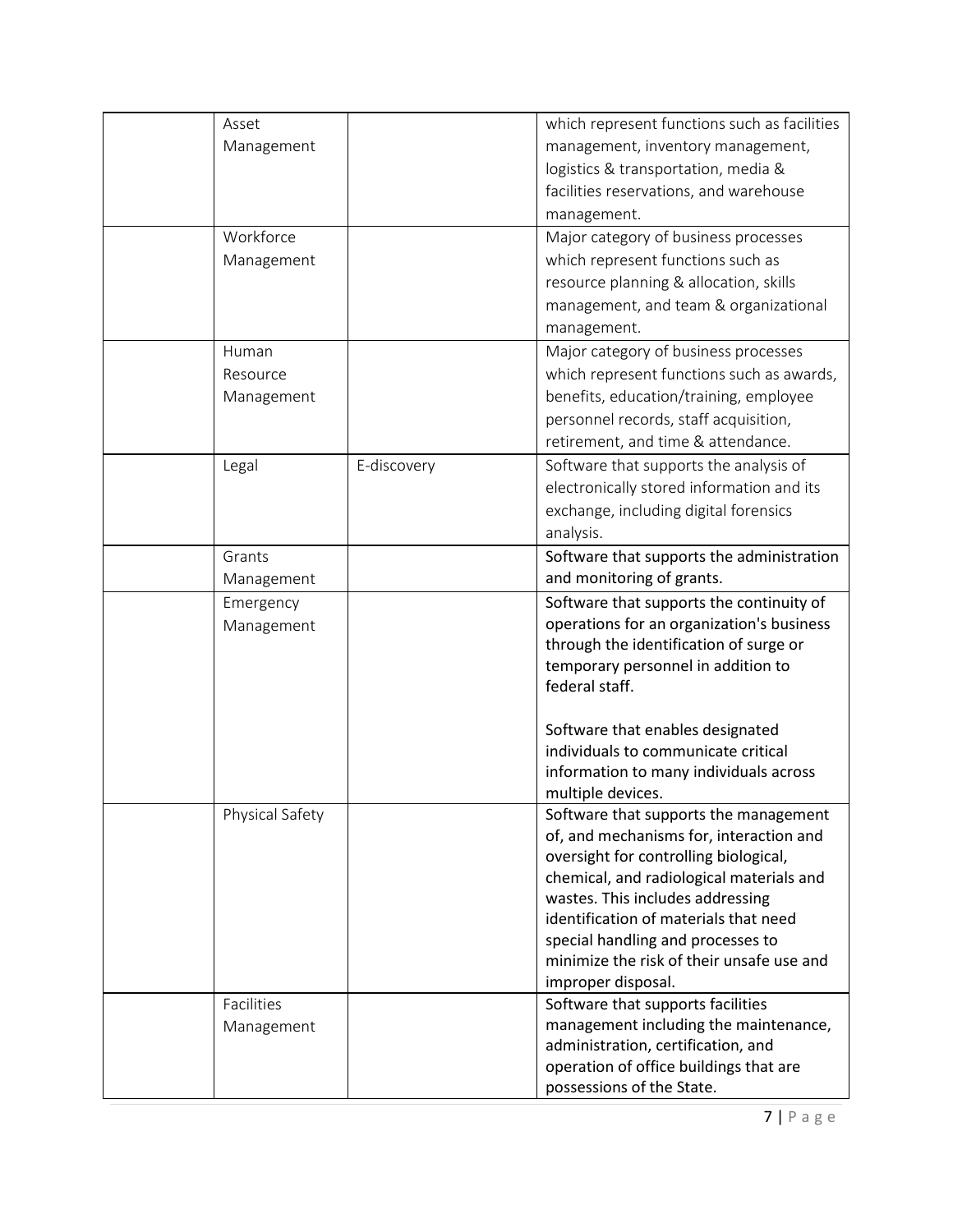| | | | |
|---|---|---|---|
| | Asset Management | | which represent functions such as facilities management, inventory management, logistics & transportation, media & facilities reservations, and warehouse management. |
| | Workforce Management | | Major category of business processes which represent functions such as resource planning & allocation, skills management, and team & organizational management. |
| | Human Resource Management | | Major category of business processes which represent functions such as awards, benefits, education/training, employee personnel records, staff acquisition, retirement, and time & attendance. |
| | Legal | E-discovery | Software that supports the analysis of electronically stored information and its exchange, including digital forensics analysis. |
| | Grants Management | | Software that supports the administration and monitoring of grants. |
| | Emergency Management | | Software that supports the continuity of operations for an organization's business through the identification of surge or temporary personnel in addition to federal staff.<br><br>Software that enables designated individuals to communicate critical information to many individuals across multiple devices. |
| | Physical Safety | | Software that supports the management of, and mechanisms for, interaction and oversight for controlling biological, chemical, and radiological materials and wastes. This includes addressing identification of materials that need special handling and processes to minimize the risk of their unsafe use and improper disposal. |
| | Facilities Management | | Software that supports facilities management including the maintenance, administration, certification, and operation of office buildings that are possessions of the State. |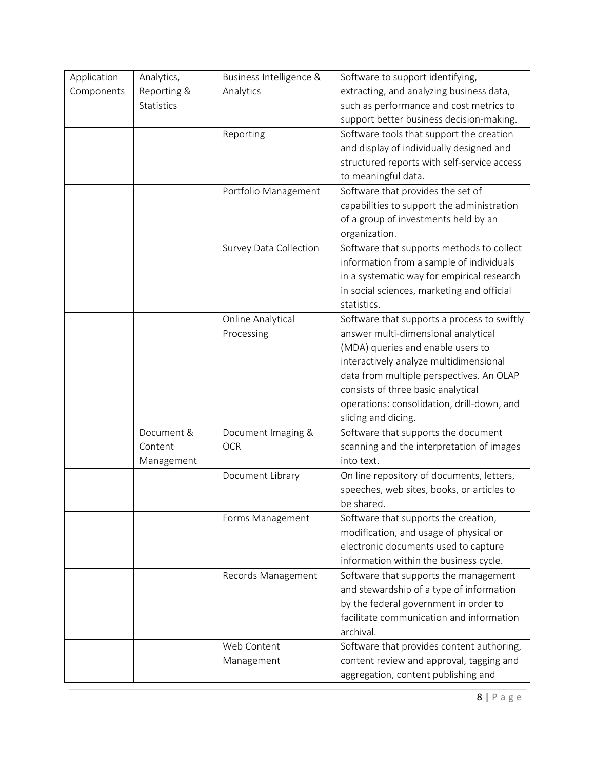| Application Components | Analytics, Reporting & Statistics | Business Intelligence & Analytics | Software to support identifying, extracting, and analyzing business data, such as performance and cost metrics to support better business decision-making. |
|---|---|---|---|
| | | Reporting | Software tools that support the creation and display of individually designed and structured reports with self-service access to meaningful data. |
| | | Portfolio Management | Software that provides the set of capabilities to support the administration of a group of investments held by an organization. |
| | | Survey Data Collection | Software that supports methods to collect information from a sample of individuals in a systematic way for empirical research in social sciences, marketing and official statistics. |
| | | Online Analytical Processing | Software that supports a process to swiftly answer multi-dimensional analytical (MDA) queries and enable users to interactively analyze multidimensional data from multiple perspectives. An OLAP consists of three basic analytical operations: consolidation, drill-down, and slicing and dicing. |
| | Document & Content Management | Document Imaging & OCR | Software that supports the document scanning and the interpretation of images into text. |
| | | Document Library | On line repository of documents, letters, speeches, web sites, books, or articles to be shared. |
| | | Forms Management | Software that supports the creation, modification, and usage of physical or electronic documents used to capture information within the business cycle. |
| | | Records Management | Software that supports the management and stewardship of a type of information by the federal government in order to facilitate communication and information archival. |
| | | Web Content Management | Software that provides content authoring, content review and approval, tagging and aggregation, content publishing and |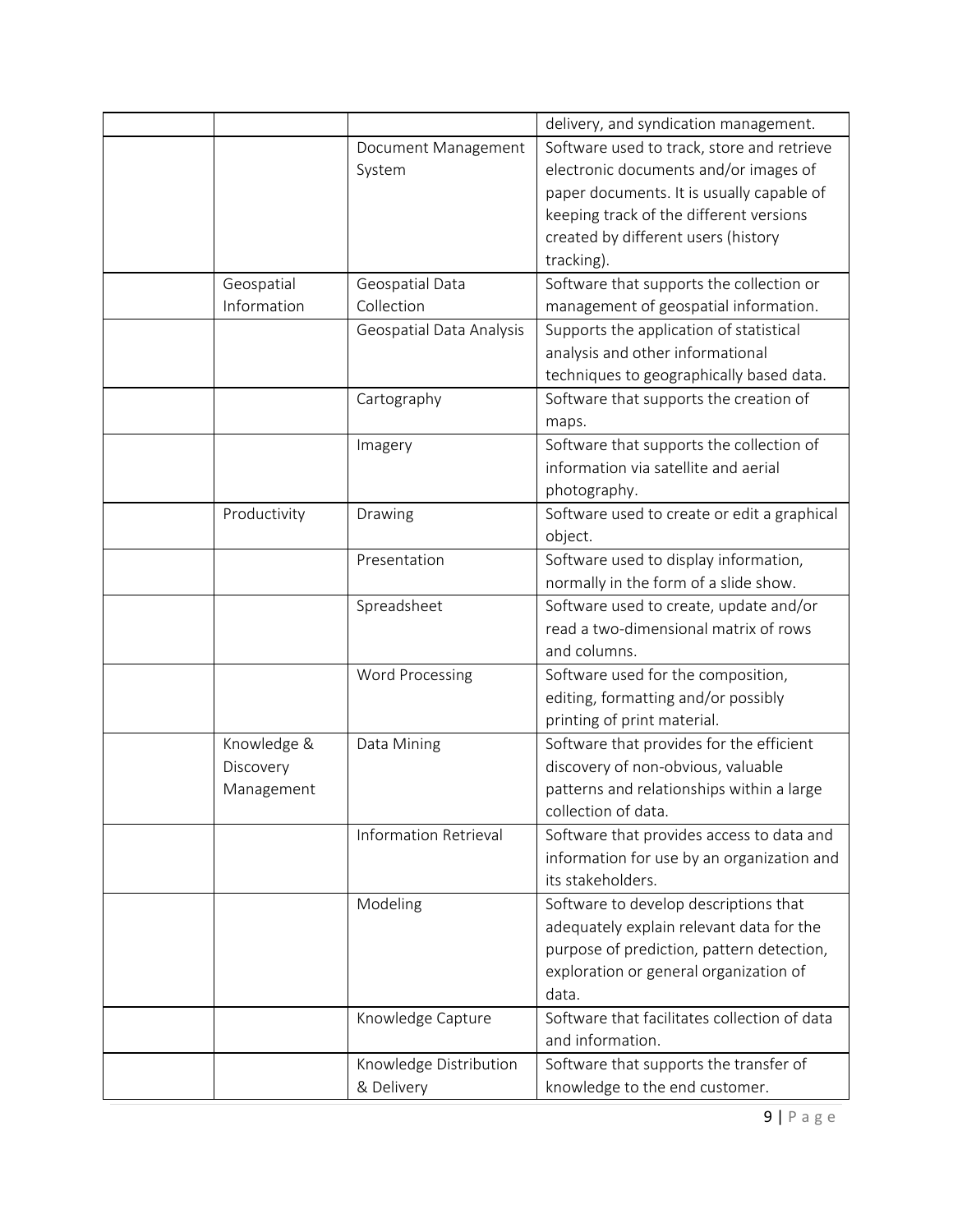| | | | delivery, and syndication management. |
|---|---|---|---|
| | | Document Management System | Software used to track, store and retrieve electronic documents and/or images of paper documents. It is usually capable of keeping track of the different versions created by different users (history tracking). |
| | Geospatial Information | Geospatial Data Collection | Software that supports the collection or management of geospatial information. |
| | | Geospatial Data Analysis | Supports the application of statistical analysis and other informational techniques to geographically based data. |
| | | Cartography | Software that supports the creation of maps. |
| | | Imagery | Software that supports the collection of information via satellite and aerial photography. |
| | Productivity | Drawing | Software used to create or edit a graphical object. |
| | | Presentation | Software used to display information, normally in the form of a slide show. |
| | | Spreadsheet | Software used to create, update and/or read a two-dimensional matrix of rows and columns. |
| | | Word Processing | Software used for the composition, editing, formatting and/or possibly printing of print material. |
| | Knowledge & Discovery Management | Data Mining | Software that provides for the efficient discovery of non-obvious, valuable patterns and relationships within a large collection of data. |
| | | Information Retrieval | Software that provides access to data and information for use by an organization and its stakeholders. |
| | | Modeling | Software to develop descriptions that adequately explain relevant data for the purpose of prediction, pattern detection, exploration or general organization of data. |
| | | Knowledge Capture | Software that facilitates collection of data and information. |
| | | Knowledge Distribution & Delivery | Software that supports the transfer of knowledge to the end customer. |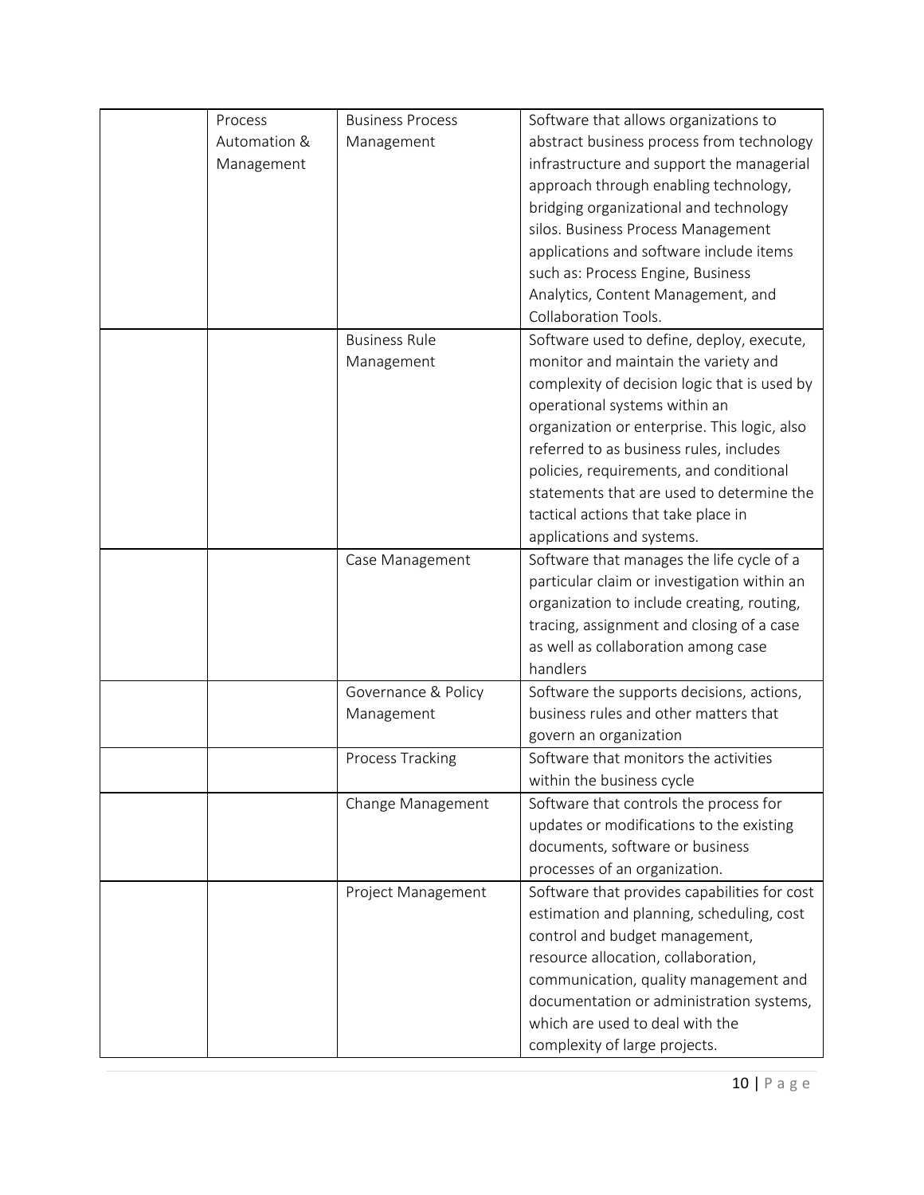| | | | |
|---|---|---|---|
| | Process Automation & Management | Business Process Management | Software that allows organizations to abstract business process from technology infrastructure and support the managerial approach through enabling technology, bridging organizational and technology silos. Business Process Management applications and software include items such as: Process Engine, Business Analytics, Content Management, and Collaboration Tools. |
| | | Business Rule Management | Software used to define, deploy, execute, monitor and maintain the variety and complexity of decision logic that is used by operational systems within an organization or enterprise. This logic, also referred to as business rules, includes policies, requirements, and conditional statements that are used to determine the tactical actions that take place in applications and systems. |
| | | Case Management | Software that manages the life cycle of a particular claim or investigation within an organization to include creating, routing, tracing, assignment and closing of a case as well as collaboration among case handlers |
| | | Governance & Policy Management | Software the supports decisions, actions, business rules and other matters that govern an organization |
| | | Process Tracking | Software that monitors the activities within the business cycle |
| | | Change Management | Software that controls the process for updates or modifications to the existing documents, software or business processes of an organization. |
| | | Project Management | Software that provides capabilities for cost estimation and planning, scheduling, cost control and budget management, resource allocation, collaboration, communication, quality management and documentation or administration systems, which are used to deal with the complexity of large projects. |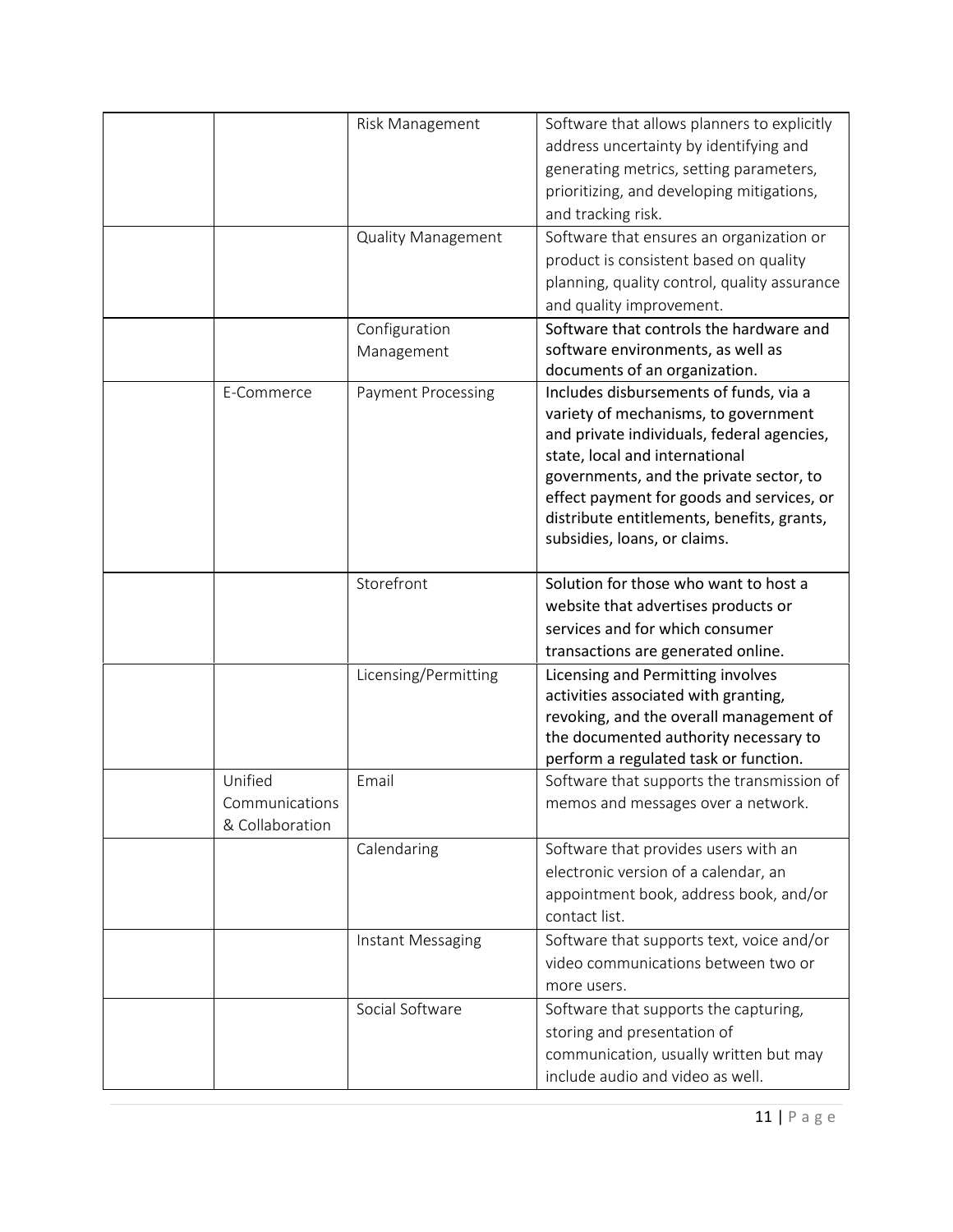| | | | |
|---|---|---|---|
| | | Risk Management | Software that allows planners to explicitly address uncertainty by identifying and generating metrics, setting parameters, prioritizing, and developing mitigations, and tracking risk. |
| | | Quality Management | Software that ensures an organization or product is consistent based on quality planning, quality control, quality assurance and quality improvement. |
| | | Configuration Management | Software that controls the hardware and software environments, as well as documents of an organization. |
| | E-Commerce | Payment Processing | Includes disbursements of funds, via a variety of mechanisms, to government and private individuals, federal agencies, state, local and international governments, and the private sector, to effect payment for goods and services, or distribute entitlements, benefits, grants, subsidies, loans, or claims. |
| | | Storefront | Solution for those who want to host a website that advertises products or services and for which consumer transactions are generated online. |
| | | Licensing/Permitting | Licensing and Permitting involves activities associated with granting, revoking, and the overall management of the documented authority necessary to perform a regulated task or function. |
| | Unified Communications & Collaboration | Email | Software that supports the transmission of memos and messages over a network. |
| | | Calendaring | Software that provides users with an electronic version of a calendar, an appointment book, address book, and/or contact list. |
| | | Instant Messaging | Software that supports text, voice and/or video communications between two or more users. |
| | | Social Software | Software that supports the capturing, storing and presentation of communication, usually written but may include audio and video as well. |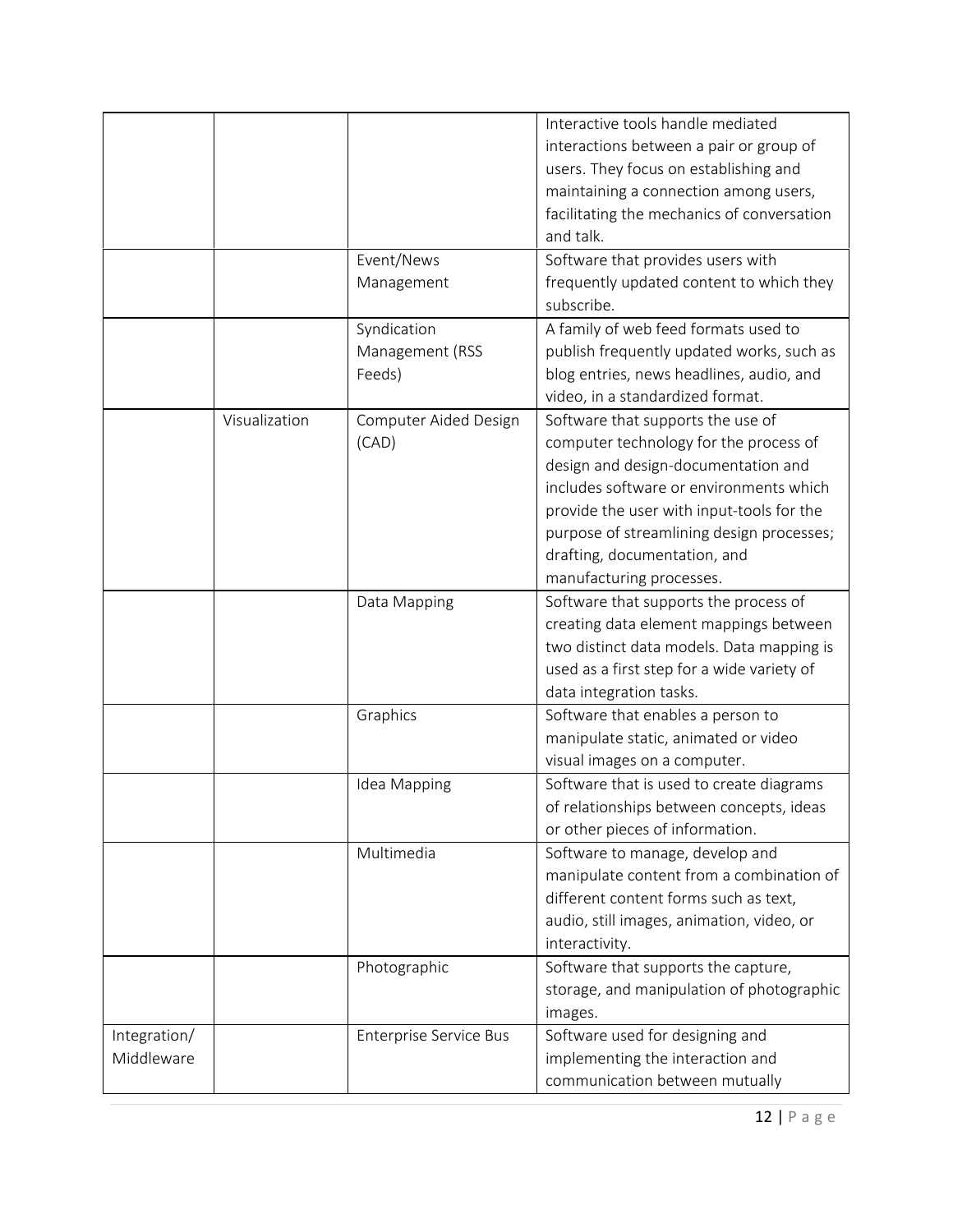| | | | |
|---|---|---|---|
| | | | Interactive tools handle mediated interactions between a pair or group of users. They focus on establishing and maintaining a connection among users, facilitating the mechanics of conversation and talk. |
| | | Event/News Management | Software that provides users with frequently updated content to which they subscribe. |
| | | Syndication Management (RSS Feeds) | A family of web feed formats used to publish frequently updated works, such as blog entries, news headlines, audio, and video, in a standardized format. |
| | Visualization | Computer Aided Design (CAD) | Software that supports the use of computer technology for the process of design and design-documentation and includes software or environments which provide the user with input-tools for the purpose of streamlining design processes; drafting, documentation, and manufacturing processes. |
| | | Data Mapping | Software that supports the process of creating data element mappings between two distinct data models. Data mapping is used as a first step for a wide variety of data integration tasks. |
| | | Graphics | Software that enables a person to manipulate static, animated or video visual images on a computer. |
| | | Idea Mapping | Software that is used to create diagrams of relationships between concepts, ideas or other pieces of information. |
| | | Multimedia | Software to manage, develop and manipulate content from a combination of different content forms such as text, audio, still images, animation, video, or interactivity. |
| | | Photographic | Software that supports the capture, storage, and manipulation of photographic images. |
| Integration/ Middleware | | Enterprise Service Bus | Software used for designing and implementing the interaction and communication between mutually |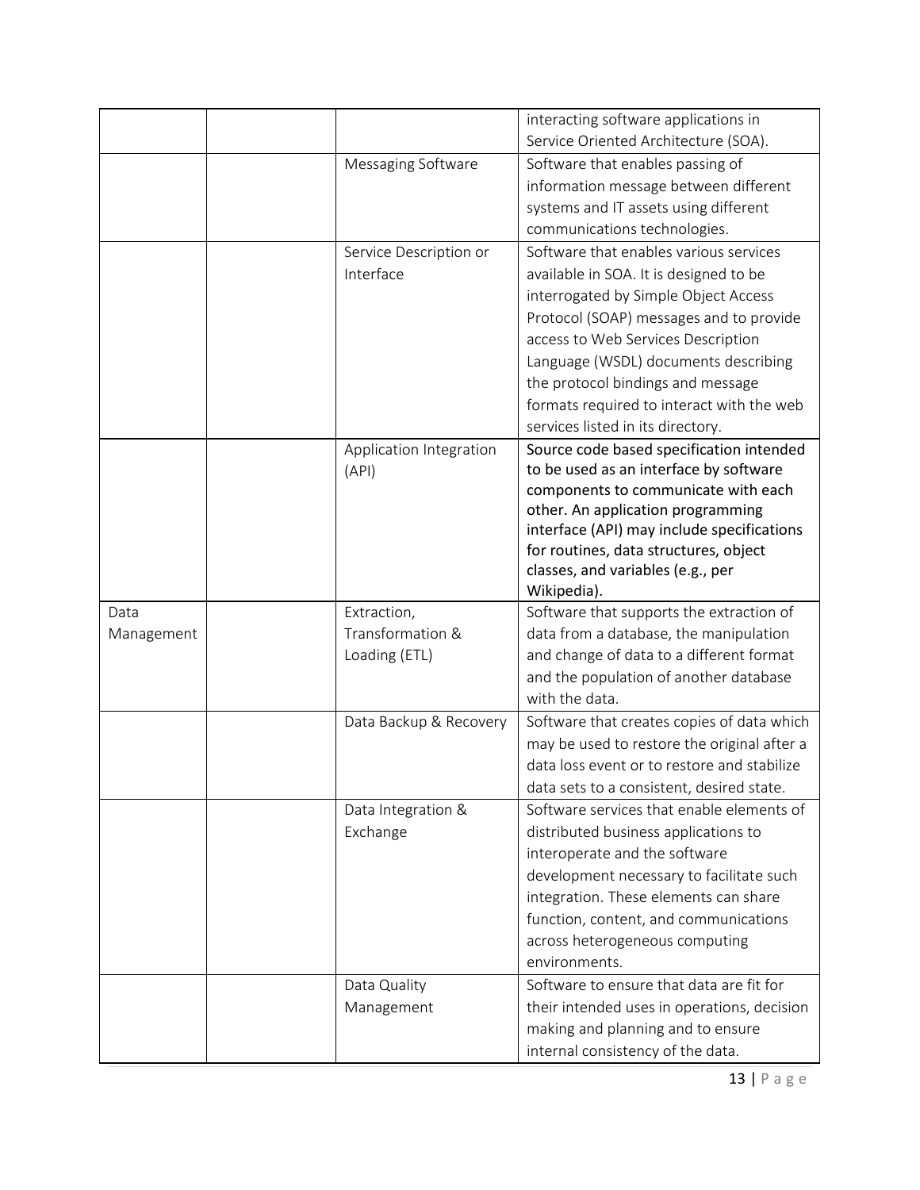| | | | |
|---|---|---|---|
| | | | interacting software applications in Service Oriented Architecture (SOA). |
| | | Messaging Software | Software that enables passing of information message between different systems and IT assets using different communications technologies. |
| | | Service Description or Interface | Software that enables various services available in SOA. It is designed to be interrogated by Simple Object Access Protocol (SOAP) messages and to provide access to Web Services Description Language (WSDL) documents describing the protocol bindings and message formats required to interact with the web services listed in its directory. |
| | | Application Integration (API) | Source code based specification intended to be used as an interface by software components to communicate with each other. An application programming interface (API) may include specifications for routines, data structures, object classes, and variables (e.g., per Wikipedia). |
| Data Management | | Extraction, Transformation & Loading (ETL) | Software that supports the extraction of data from a database, the manipulation and change of data to a different format and the population of another database with the data. |
| | | Data Backup & Recovery | Software that creates copies of data which may be used to restore the original after a data loss event or to restore and stabilize data sets to a consistent, desired state. |
| | | Data Integration & Exchange | Software services that enable elements of distributed business applications to interoperate and the software development necessary to facilitate such integration. These elements can share function, content, and communications across heterogeneous computing environments. |
| | | Data Quality Management | Software to ensure that data are fit for their intended uses in operations, decision making and planning and to ensure internal consistency of the data. |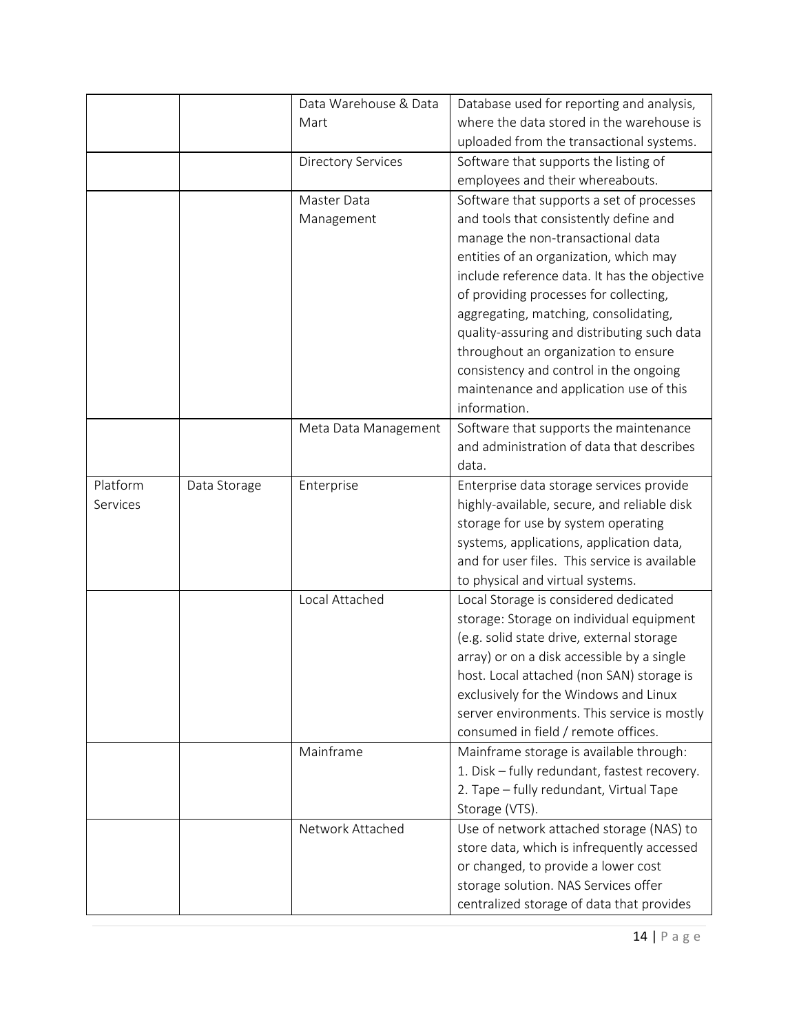| | | | |
|---|---|---|---|
| | | Data Warehouse & Data Mart | Database used for reporting and analysis, where the data stored in the warehouse is uploaded from the transactional systems. |
| | | Directory Services | Software that supports the listing of employees and their whereabouts. |
| | | Master Data Management | Software that supports a set of processes and tools that consistently define and manage the non-transactional data entities of an organization, which may include reference data. It has the objective of providing processes for collecting, aggregating, matching, consolidating, quality-assuring and distributing such data throughout an organization to ensure consistency and control in the ongoing maintenance and application use of this information. |
| | | Meta Data Management | Software that supports the maintenance and administration of data that describes data. |
| Platform Services | Data Storage | Enterprise | Enterprise data storage services provide highly-available, secure, and reliable disk storage for use by system operating systems, applications, application data, and for user files. This service is available to physical and virtual systems. |
| | | Local Attached | Local Storage is considered dedicated storage: Storage on individual equipment (e.g. solid state drive, external storage array) or on a disk accessible by a single host. Local attached (non SAN) storage is exclusively for the Windows and Linux server environments. This service is mostly consumed in field / remote offices. |
| | | Mainframe | Mainframe storage is available through:<br>1. Disk – fully redundant, fastest recovery.<br>2. Tape – fully redundant, Virtual Tape Storage (VTS). |
| | | Network Attached | Use of network attached storage (NAS) to store data, which is infrequently accessed or changed, to provide a lower cost storage solution. NAS Services offer centralized storage of data that provides |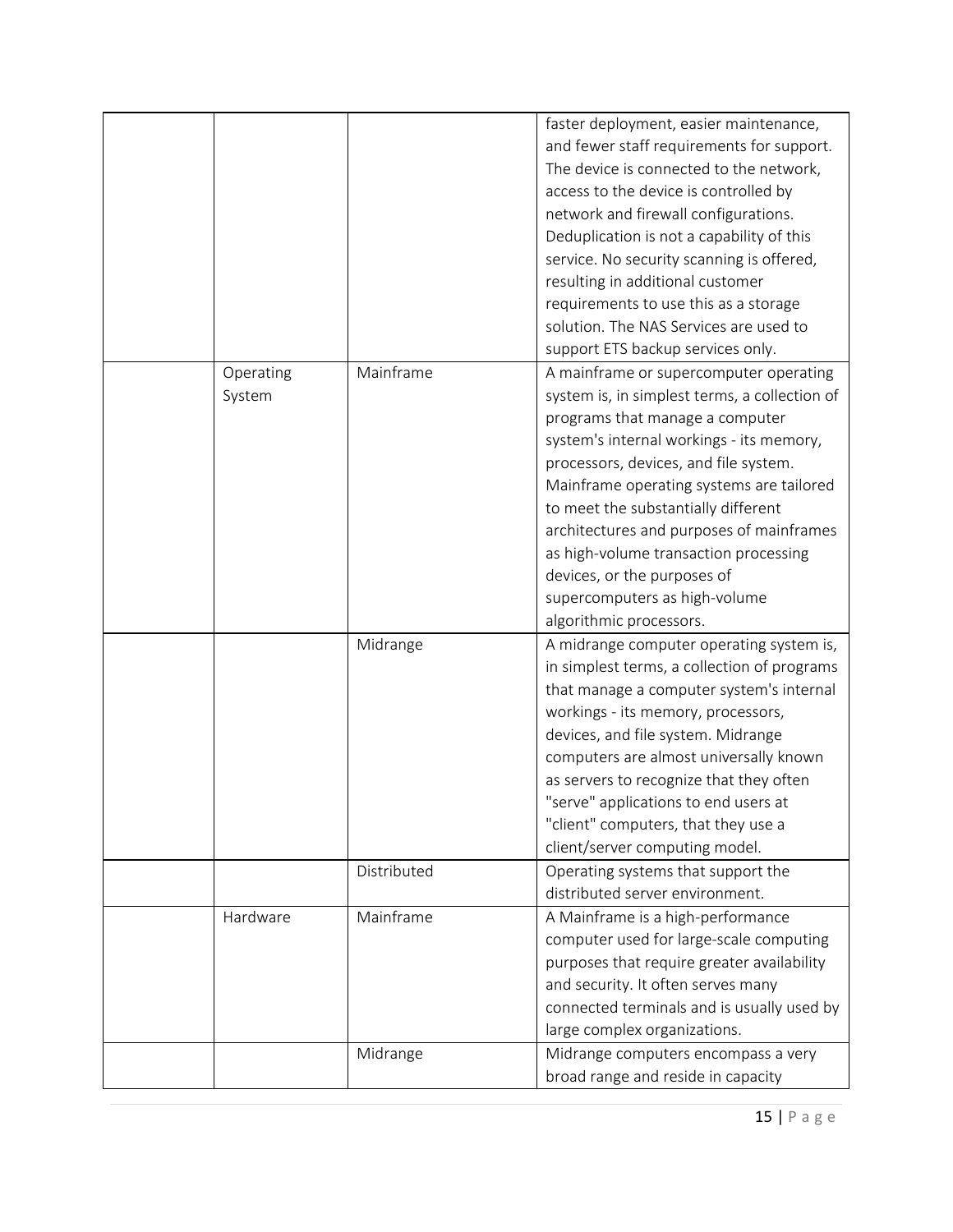| | | | |
|---|---|---|---|
| | | | faster deployment, easier maintenance, and fewer staff requirements for support. The device is connected to the network, access to the device is controlled by network and firewall configurations. Deduplication is not a capability of this service. No security scanning is offered, resulting in additional customer requirements to use this as a storage solution. The NAS Services are used to support ETS backup services only. |
| | Operating System | Mainframe | A mainframe or supercomputer operating system is, in simplest terms, a collection of programs that manage a computer system's internal workings - its memory, processors, devices, and file system. Mainframe operating systems are tailored to meet the substantially different architectures and purposes of mainframes as high-volume transaction processing devices, or the purposes of supercomputers as high-volume algorithmic processors. |
| | | Midrange | A midrange computer operating system is, in simplest terms, a collection of programs that manage a computer system's internal workings - its memory, processors, devices, and file system. Midrange computers are almost universally known as servers to recognize that they often "serve" applications to end users at "client" computers, that they use a client/server computing model. |
| | | Distributed | Operating systems that support the distributed server environment. |
| | Hardware | Mainframe | A Mainframe is a high-performance computer used for large-scale computing purposes that require greater availability and security. It often serves many connected terminals and is usually used by large complex organizations. |
| | | Midrange | Midrange computers encompass a very broad range and reside in capacity |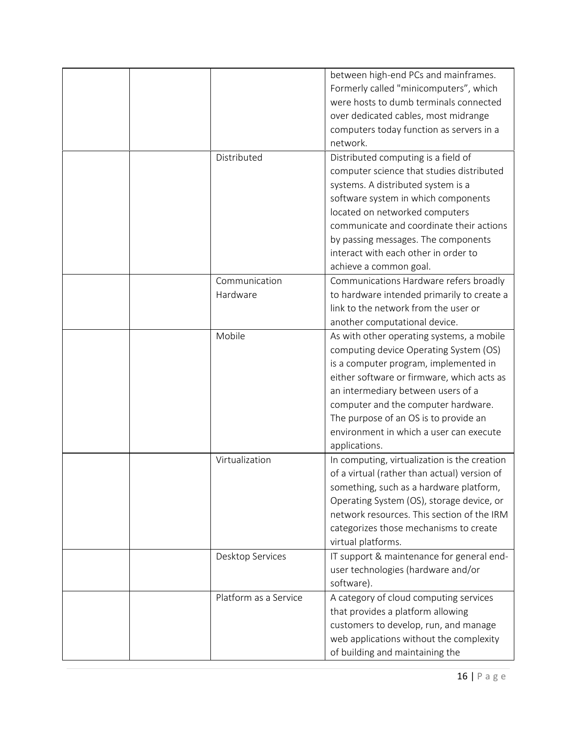| | | | |
|---|---|---|---|
| | | | between high-end PCs and mainframes. Formerly called "minicomputers", which were hosts to dumb terminals connected over dedicated cables, most midrange computers today function as servers in a network. |
| | | Distributed | Distributed computing is a field of computer science that studies distributed systems. A distributed system is a software system in which components located on networked computers communicate and coordinate their actions by passing messages. The components interact with each other in order to achieve a common goal. |
| | | Communication Hardware | Communications Hardware refers broadly to hardware intended primarily to create a link to the network from the user or another computational device. |
| | | Mobile | As with other operating systems, a mobile computing device Operating System (OS) is a computer program, implemented in either software or firmware, which acts as an intermediary between users of a computer and the computer hardware. The purpose of an OS is to provide an environment in which a user can execute applications. |
| | | Virtualization | In computing, virtualization is the creation of a virtual (rather than actual) version of something, such as a hardware platform, Operating System (OS), storage device, or network resources. This section of the IRM categorizes those mechanisms to create virtual platforms. |
| | | Desktop Services | IT support & maintenance for general end-user technologies (hardware and/or software). |
| | | Platform as a Service | A category of cloud computing services that provides a platform allowing customers to develop, run, and manage web applications without the complexity of building and maintaining the |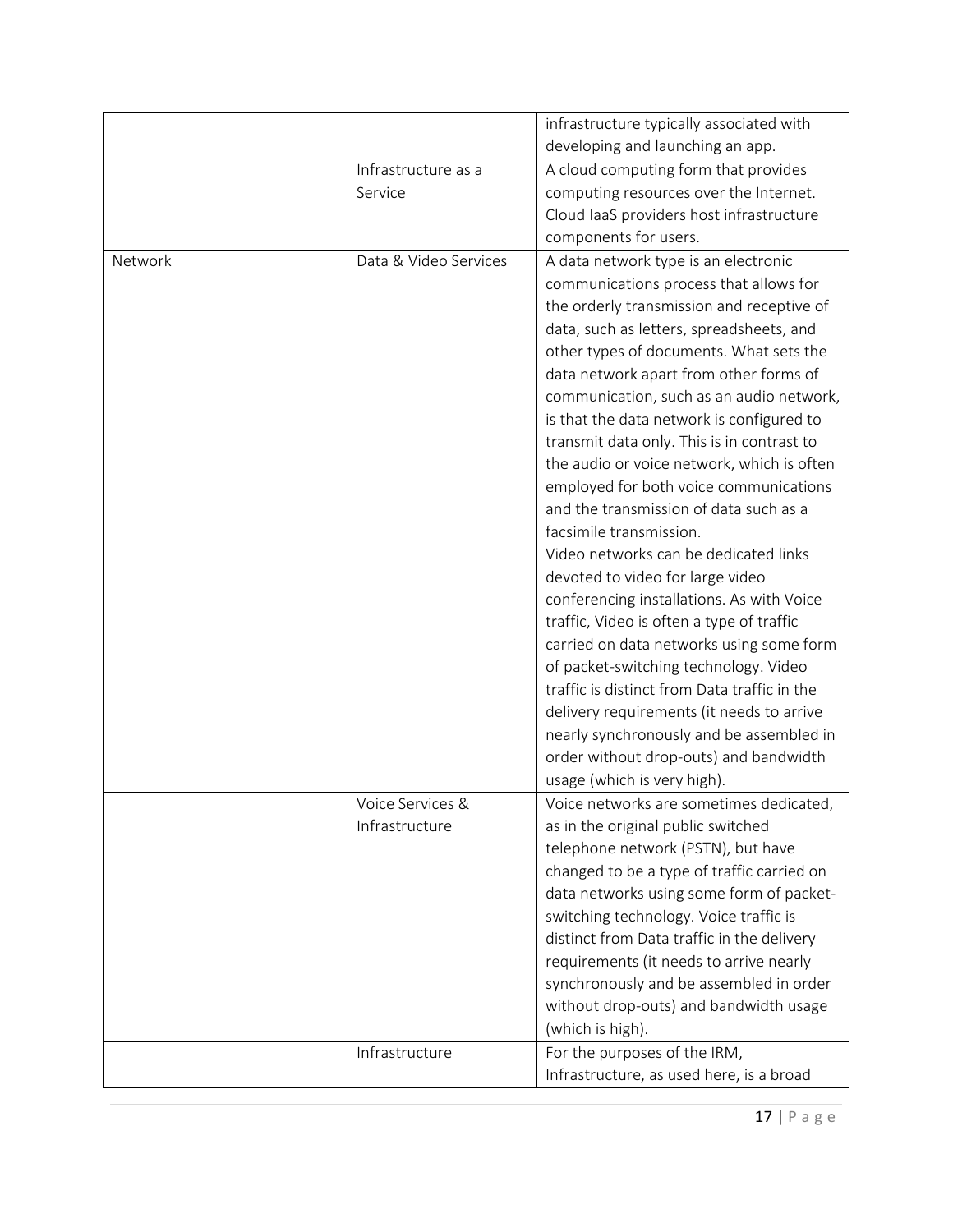| | | | |
|---|---|---|---|
| | | | infrastructure typically associated with developing and launching an app. |
| | | Infrastructure as a Service | A cloud computing form that provides computing resources over the Internet. Cloud IaaS providers host infrastructure components for users. |
| Network | | Data & Video Services | A data network type is an electronic communications process that allows for the orderly transmission and receptive of data, such as letters, spreadsheets, and other types of documents. What sets the data network apart from other forms of communication, such as an audio network, is that the data network is configured to transmit data only. This is in contrast to the audio or voice network, which is often employed for both voice communications and the transmission of data such as a facsimile transmission.<br>Video networks can be dedicated links devoted to video for large video conferencing installations. As with Voice traffic, Video is often a type of traffic carried on data networks using some form of packet-switching technology. Video traffic is distinct from Data traffic in the delivery requirements (it needs to arrive nearly synchronously and be assembled in order without drop-outs) and bandwidth usage (which is very high). |
| | | Voice Services & Infrastructure | Voice networks are sometimes dedicated, as in the original public switched telephone network (PSTN), but have changed to be a type of traffic carried on data networks using some form of packet-switching technology. Voice traffic is distinct from Data traffic in the delivery requirements (it needs to arrive nearly synchronously and be assembled in order without drop-outs) and bandwidth usage (which is high). |
| | | Infrastructure | For the purposes of the IRM, Infrastructure, as used here, is a broad |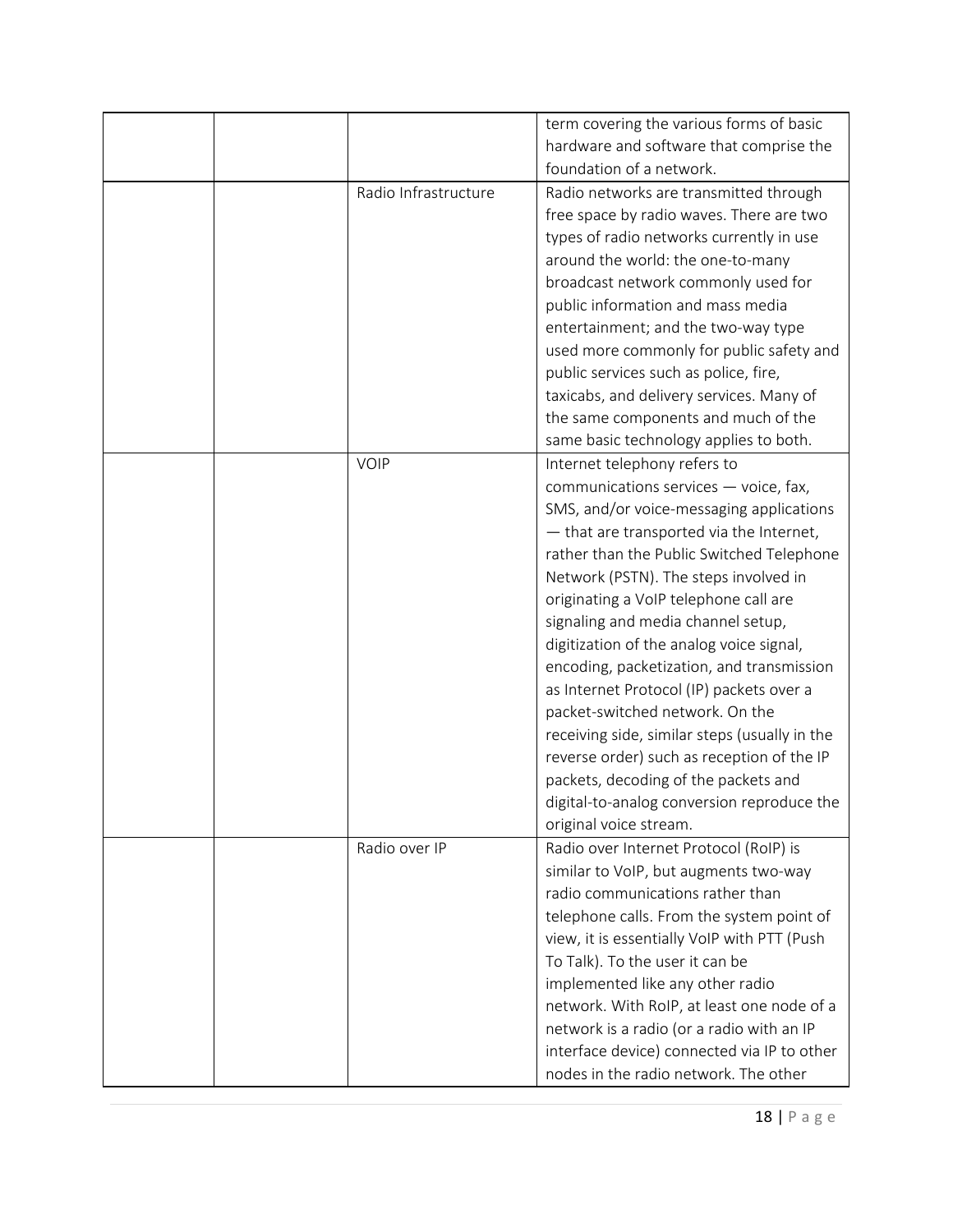| | | | |
|---|---|---|---|
| | | | term covering the various forms of basic hardware and software that comprise the foundation of a network. |
| | | Radio Infrastructure | Radio networks are transmitted through free space by radio waves. There are two types of radio networks currently in use around the world: the one-to-many broadcast network commonly used for public information and mass media entertainment; and the two-way type used more commonly for public safety and public services such as police, fire, taxicabs, and delivery services. Many of the same components and much of the same basic technology applies to both. |
| | | VOIP | Internet telephony refers to communications services — voice, fax, SMS, and/or voice-messaging applications — that are transported via the Internet, rather than the Public Switched Telephone Network (PSTN). The steps involved in originating a VoIP telephone call are signaling and media channel setup, digitization of the analog voice signal, encoding, packetization, and transmission as Internet Protocol (IP) packets over a packet-switched network. On the receiving side, similar steps (usually in the reverse order) such as reception of the IP packets, decoding of the packets and digital-to-analog conversion reproduce the original voice stream. |
| | | Radio over IP | Radio over Internet Protocol (RoIP) is similar to VoIP, but augments two-way radio communications rather than telephone calls. From the system point of view, it is essentially VoIP with PTT (Push To Talk). To the user it can be implemented like any other radio network. With RoIP, at least one node of a network is a radio (or a radio with an IP interface device) connected via IP to other nodes in the radio network. The other |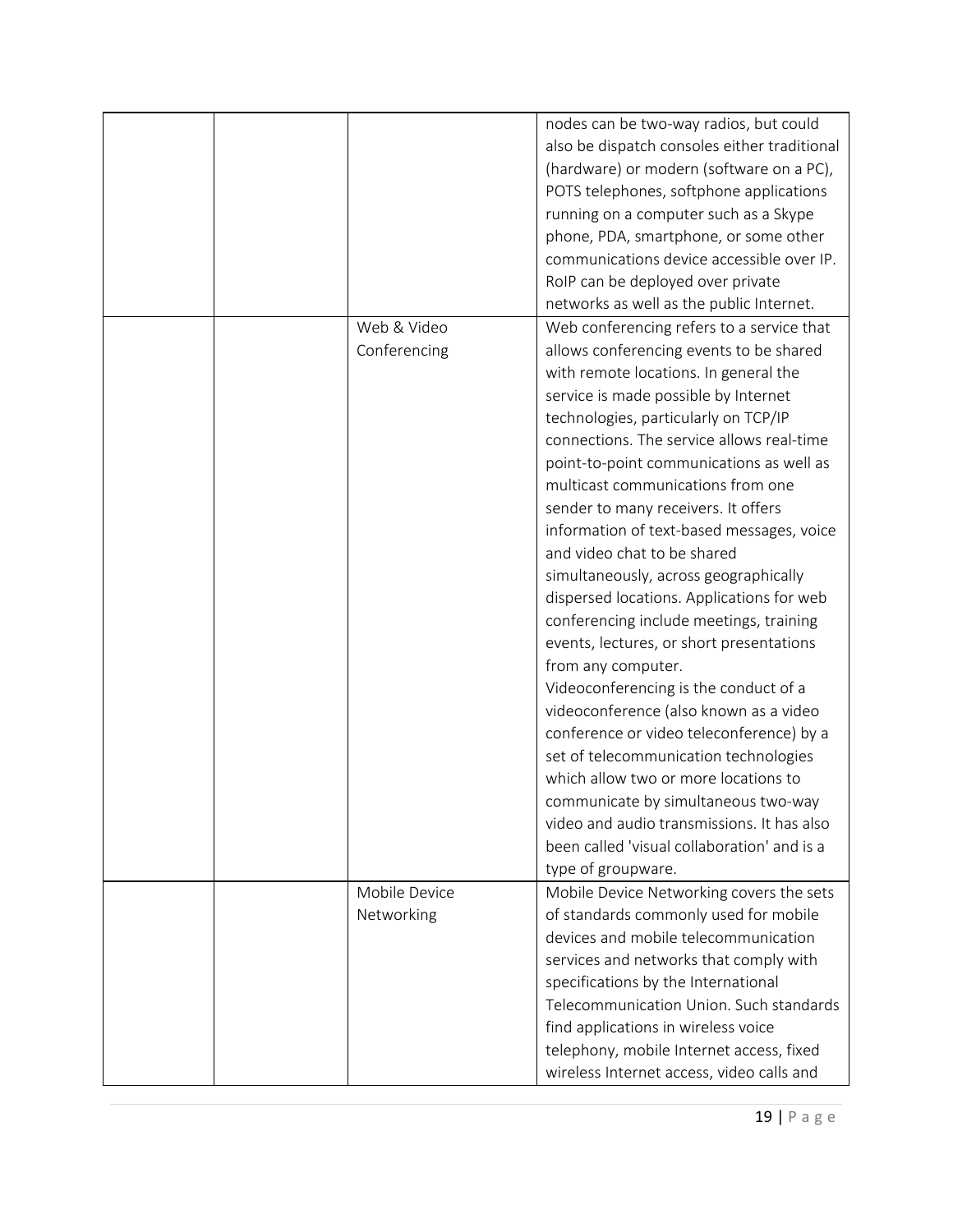| | | | |
|---|---|---|---|
| | | | nodes can be two-way radios, but could also be dispatch consoles either traditional (hardware) or modern (software on a PC), POTS telephones, softphone applications running on a computer such as a Skype phone, PDA, smartphone, or some other communications device accessible over IP. RoIP can be deployed over private networks as well as the public Internet. |
| | | Web & Video Conferencing | Web conferencing refers to a service that allows conferencing events to be shared with remote locations. In general the service is made possible by Internet technologies, particularly on TCP/IP connections. The service allows real-time point-to-point communications as well as multicast communications from one sender to many receivers. It offers information of text-based messages, voice and video chat to be shared simultaneously, across geographically dispersed locations. Applications for web conferencing include meetings, training events, lectures, or short presentations from any computer.<br>Videoconferencing is the conduct of a videoconference (also known as a video conference or video teleconference) by a set of telecommunication technologies which allow two or more locations to communicate by simultaneous two-way video and audio transmissions. It has also been called 'visual collaboration' and is a type of groupware. |
| | | Mobile Device Networking | Mobile Device Networking covers the sets of standards commonly used for mobile devices and mobile telecommunication services and networks that comply with specifications by the International Telecommunication Union. Such standards find applications in wireless voice telephony, mobile Internet access, fixed wireless Internet access, video calls and |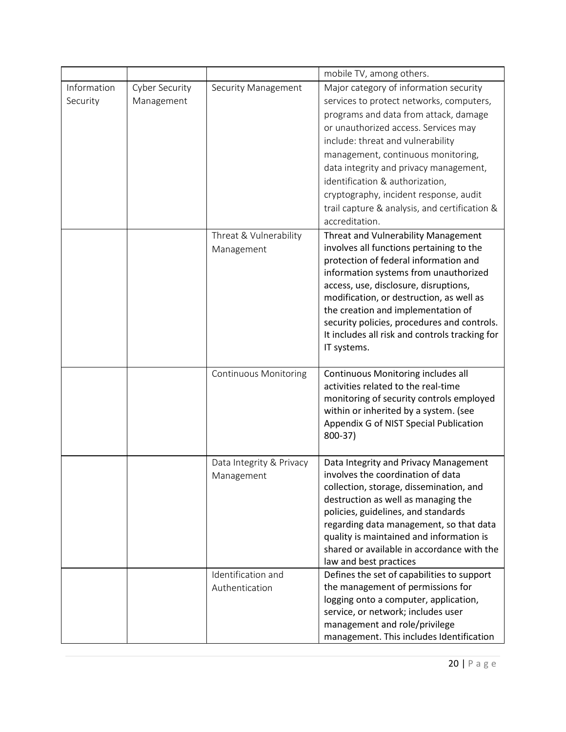| | | | mobile TV, among others. |
|---|---|---|---|
| Information Security | Cyber Security Management | Security Management | Major category of information security services to protect networks, computers, programs and data from attack, damage or unauthorized access. Services may include: threat and vulnerability management, continuous monitoring, data integrity and privacy management, identification & authorization, cryptography, incident response, audit trail capture & analysis, and certification & accreditation. |
| | | Threat & Vulnerability Management | Threat and Vulnerability Management involves all functions pertaining to the protection of federal information and information systems from unauthorized access, use, disclosure, disruptions, modification, or destruction, as well as the creation and implementation of security policies, procedures and controls. It includes all risk and controls tracking for IT systems. |
| | | Continuous Monitoring | Continuous Monitoring includes all activities related to the real-time monitoring of security controls employed within or inherited by a system. (see Appendix G of NIST Special Publication 800-37) |
| | | Data Integrity & Privacy Management | Data Integrity and Privacy Management involves the coordination of data collection, storage, dissemination, and destruction as well as managing the policies, guidelines, and standards regarding data management, so that data quality is maintained and information is shared or available in accordance with the law and best practices |
| | | Identification and Authentication | Defines the set of capabilities to support the management of permissions for logging onto a computer, application, service, or network; includes user management and role/privilege management. This includes Identification |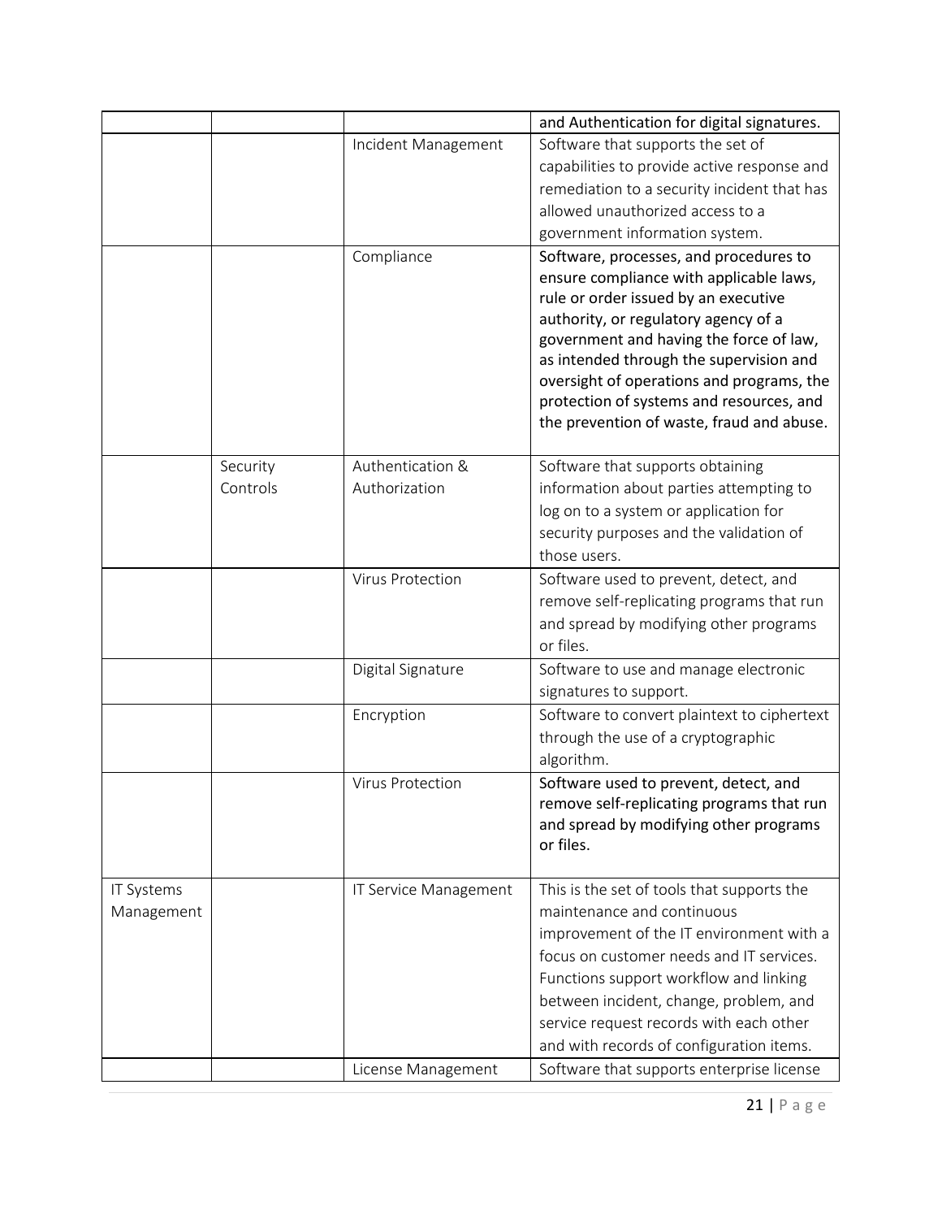| | | | |
|---|---|---|---|
| | | | and Authentication for digital signatures. |
| | | Incident Management | Software that supports the set of capabilities to provide active response and remediation to a security incident that has allowed unauthorized access to a government information system. |
| | | Compliance | Software, processes, and procedures to ensure compliance with applicable laws, rule or order issued by an executive authority, or regulatory agency of a government and having the force of law, as intended through the supervision and oversight of operations and programs, the protection of systems and resources, and the prevention of waste, fraud and abuse. |
| | Security Controls | Authentication & Authorization | Software that supports obtaining information about parties attempting to log on to a system or application for security purposes and the validation of those users. |
| | | Virus Protection | Software used to prevent, detect, and remove self-replicating programs that run and spread by modifying other programs or files. |
| | | Digital Signature | Software to use and manage electronic signatures to support. |
| | | Encryption | Software to convert plaintext to ciphertext through the use of a cryptographic algorithm. |
| | | Virus Protection | Software used to prevent, detect, and remove self-replicating programs that run and spread by modifying other programs or files. |
| IT Systems Management | | IT Service Management | This is the set of tools that supports the maintenance and continuous improvement of the IT environment with a focus on customer needs and IT services. Functions support workflow and linking between incident, change, problem, and service request records with each other and with records of configuration items. |
| | | License Management | Software that supports enterprise license |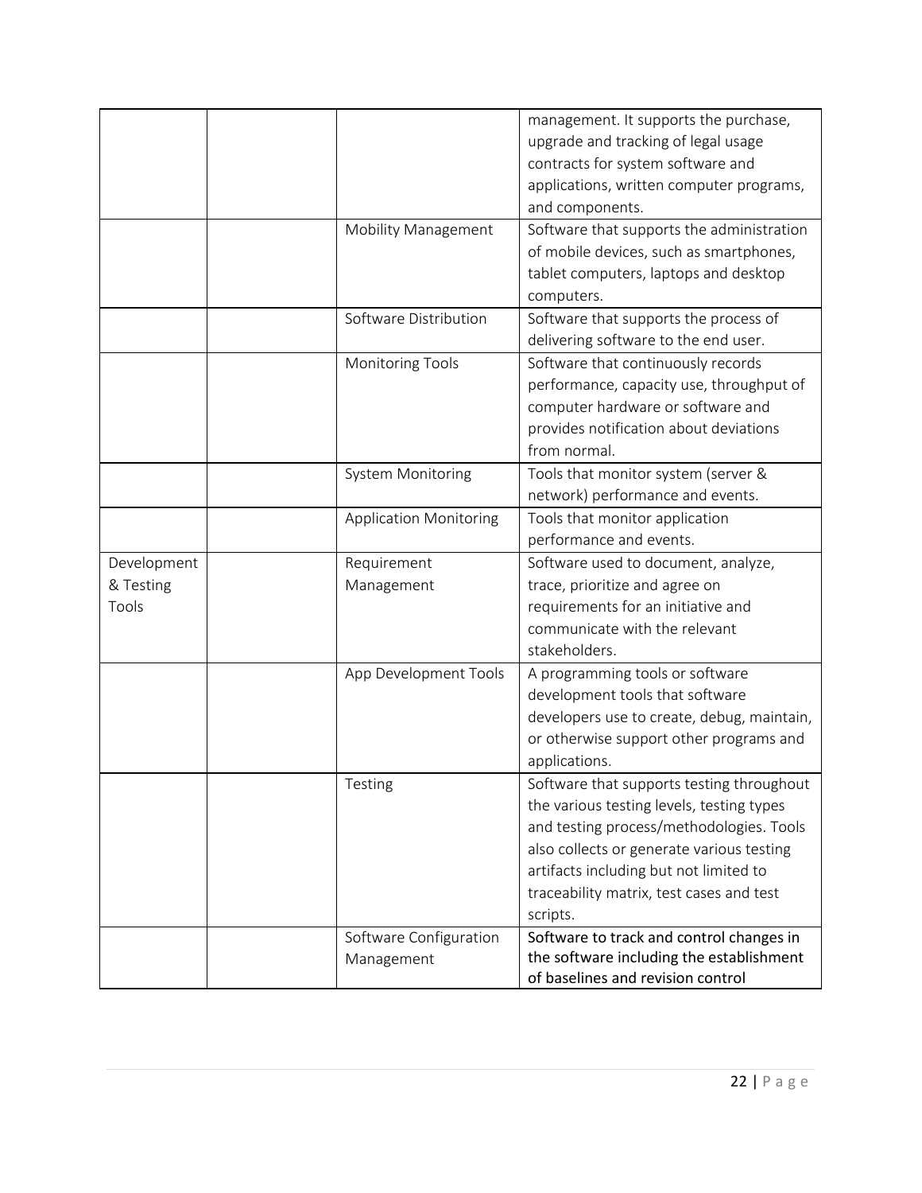| | | | |
|---|---|---|---|
| | | | management. It supports the purchase, upgrade and tracking of legal usage contracts for system software and applications, written computer programs, and components. |
| | | Mobility Management | Software that supports the administration of mobile devices, such as smartphones, tablet computers, laptops and desktop computers. |
| | | Software Distribution | Software that supports the process of delivering software to the end user. |
| | | Monitoring Tools | Software that continuously records performance, capacity use, throughput of computer hardware or software and provides notification about deviations from normal. |
| | | System Monitoring | Tools that monitor system (server & network) performance and events. |
| | | Application Monitoring | Tools that monitor application performance and events. |
| Development & Testing Tools | | Requirement Management | Software used to document, analyze, trace, prioritize and agree on requirements for an initiative and communicate with the relevant stakeholders. |
| | | App Development Tools | A programming tools or software development tools that software developers use to create, debug, maintain, or otherwise support other programs and applications. |
| | | Testing | Software that supports testing throughout the various testing levels, testing types and testing process/methodologies. Tools also collects or generate various testing artifacts including but not limited to traceability matrix, test cases and test scripts. |
| | | Software Configuration Management | Software to track and control changes in the software including the establishment of baselines and revision control |